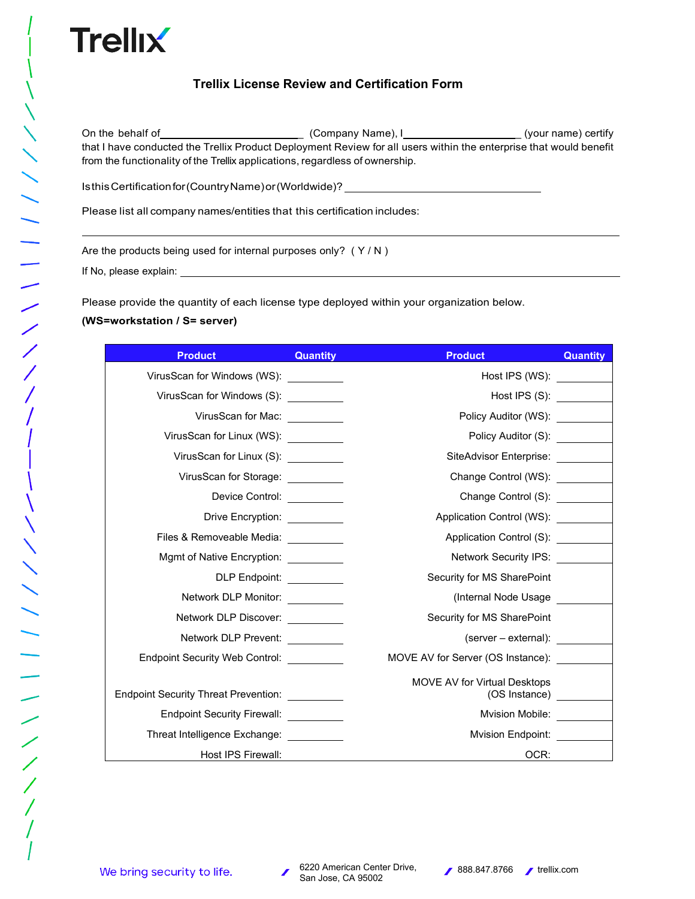Trellix

# Trellix License Review and Certification Form

On the behalf of_________________________ (Company Name), I____________________ (your name) certify that I have conducted the Trellix Product Deployment Review for all users within the enterprise that would benefit from the functionality of the Trellix applications, regardless of ownership.

Is this Certification for (Country Name) or (Worldwide)? ________________________________

Please list all company names/entities that this certification includes:

______________________________________________________________________________

Are the products being used for internal purposes only? ( Y / N )

If No, please explain: ______________________________________________________________

Please provide the quantity of each license type deployed within your organization below.

**(WS=workstation / S= server)**

| Product | Quantity | Product | Quantity |
|---|---|---|---|
| VirusScan for Windows (WS): | ________ | Host IPS (WS): | ________ |
| VirusScan for Windows (S): | ________ | Host IPS (S): | ________ |
| VirusScan for Mac: | ________ | Policy Auditor (WS): | ________ |
| VirusScan for Linux (WS): | ________ | Policy Auditor (S): | ________ |
| VirusScan for Linux (S): | ________ | SiteAdvisor Enterprise: | ________ |
| VirusScan for Storage: | ________ | Change Control (WS): | ________ |
| Device Control: | ________ | Change Control (S): | ________ |
| Drive Encryption: | ________ | Application Control (WS): | ________ |
| Files & Removeable Media: | ________ | Application Control (S): | ________ |
| Mgmt of Native Encryption: | ________ | Network Security IPS: | ________ |
| DLP Endpoint: | ________ | Security for MS SharePoint (Internal Node Usage | ________ |
| Network DLP Monitor: | ________ | | |
| Network DLP Discover: | ________ | Security for MS SharePoint (server – external): | ________ |
| Network DLP Prevent: | ________ | | |
| Endpoint Security Web Control: | ________ | MOVE AV for Server (OS Instance): | ________ |
| Endpoint Security Threat Prevention: | ________ | MOVE AV for Virtual Desktops (OS Instance) | ________ |
| Endpoint Security Firewall: | ________ | Mvision Mobile: | ________ |
| Threat Intelligence Exchange: | ________ | Mvision Endpoint: | ________ |
| Host IPS Firewall: | | OCR: | |

We bring security to life. 6220 American Center Drive, San Jose, CA 95002 888.847.8766 trellix.com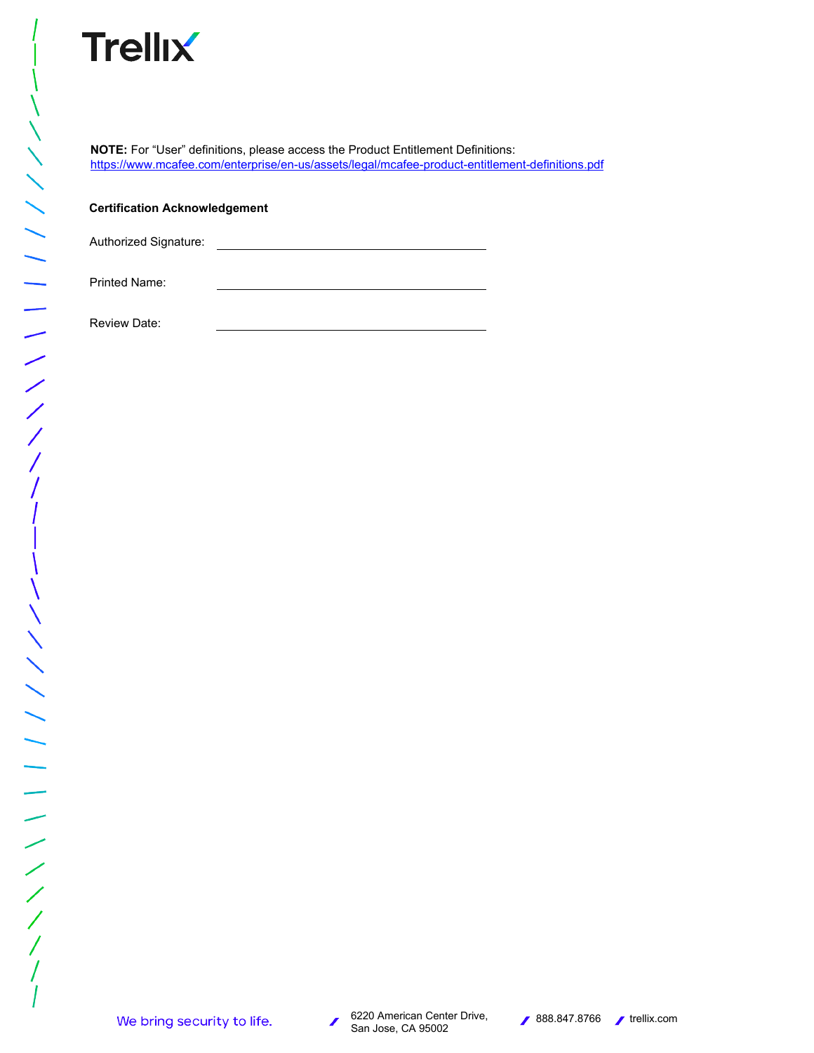**NOTE:** For "User" definitions, please access the Product Entitlement Definitions:
https://www.mcafee.com/enterprise/en-us/assets/legal/mcafee-product-entitlement-definitions.pdf

**Certification Acknowledgement**

Authorized Signature: ______________________________

Printed Name: ______________________________

Review Date: ______________________________